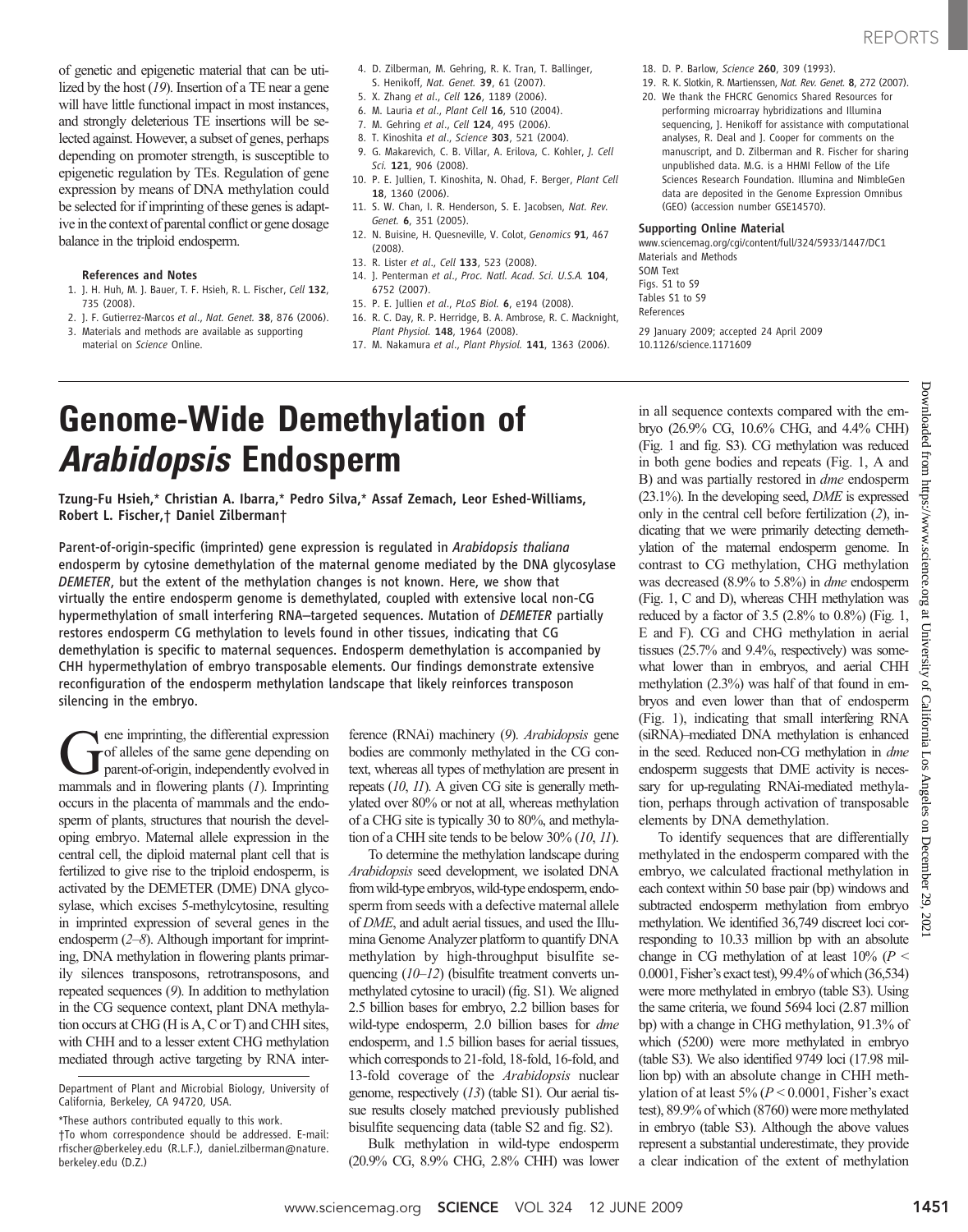of genetic and epigenetic material that can be utilized by the host (19). Insertion of a TE near a gene will have little functional impact in most instances, and strongly deleterious TE insertions will be selected against. However, a subset of genes, perhaps depending on promoter strength, is susceptible to epigenetic regulation by TEs. Regulation of gene expression by means of DNA methylation could be selected for if imprinting of these genes is adaptive in the context of parental conflict or gene dosage balance in the triploid endosperm.

**References and Notes**

1. J. H. Huh, M. J. Bauer, T. F. Hsieh, R. L. Fischer, *Cell* **132**, 735 (2008).
2. J. F. Gutierrez-Marcos *et al.*, *Nat. Genet.* **38**, 876 (2006).
3. Materials and methods are available as supporting material on *Science* Online.
4. D. Zilberman, M. Gehring, R. K. Tran, T. Ballinger, S. Henikoff, *Nat. Genet.* **39**, 61 (2007).
5. X. Zhang *et al.*, *Cell* **126**, 1189 (2006).
6. M. Lauria *et al.*, *Plant Cell* **16**, 510 (2004).
7. M. Gehring *et al.*, *Cell* **124**, 495 (2006).
8. T. Kinoshita *et al.*, *Science* **303**, 521 (2004).
9. G. Makarevich, C. B. Villar, A. Erilova, C. Kohler, *J. Cell Sci.* **121**, 906 (2008).
10. P. E. Jullien, T. Kinoshita, N. Ohad, F. Berger, *Plant Cell* **18**, 1360 (2006).
11. S. W. Chan, I. R. Henderson, S. E. Jacobsen, *Nat. Rev. Genet.* **6**, 351 (2005).
12. N. Buisine, H. Quesneville, V. Colot, *Genomics* **91**, 467 (2008).
13. R. Lister *et al.*, *Cell* **133**, 523 (2008).
14. J. Penterman *et al.*, *Proc. Natl. Acad. Sci. U.S.A.* **104**, 6752 (2007).
15. P. E. Jullien *et al.*, *PLoS Biol.* **6**, e194 (2008).
16. R. C. Day, R. P. Herridge, B. A. Ambrose, R. C. Macknight, *Plant Physiol.* **148**, 1964 (2008).
17. M. Nakamura *et al.*, *Plant Physiol.* **141**, 1363 (2006).
18. D. P. Barlow, *Science* **260**, 309 (1993).
19. R. K. Slotkin, R. Martienssen, *Nat. Rev. Genet.* **8**, 272 (2007).
20. We thank the FHCRC Genomics Shared Resources for performing microarray hybridizations and Illumina sequencing, J. Henikoff for assistance with computational analyses, R. Deal and J. Cooper for comments on the manuscript, and D. Zilberman and R. Fischer for sharing unpublished data. M.G. is a HHMI Fellow of the Life Sciences Research Foundation. Illumina and NimbleGen data are deposited in the Genome Expression Omnibus (GEO) (accession number GSE14570).

**Supporting Online Material**

www.sciencemag.org/cgi/content/full/324/5933/1447/DC1
Materials and Methods
SOM Text
Figs. S1 to S9
Tables S1 to S9
References

29 January 2009; accepted 24 April 2009
10.1126/science.1171609

# Genome-Wide Demethylation of *Arabidopsis* Endosperm

**Tzung-Fu Hsieh,\* Christian A. Ibarra,\* Pedro Silva,\* Assaf Zemach, Leor Eshed-Williams, Robert L. Fischer,† Daniel Zilberman†**

Parent-of-origin-specific (imprinted) gene expression is regulated in *Arabidopsis thaliana* endosperm by cytosine demethylation of the maternal genome mediated by the DNA glycosylase *DEMETER*, but the extent of the methylation changes is not known. Here, we show that virtually the entire endosperm genome is demethylated, coupled with extensive local non-CG hypermethylation of small interfering RNA–targeted sequences. Mutation of *DEMETER* partially restores endosperm CG methylation to levels found in other tissues, indicating that CG demethylation is specific to maternal sequences. Endosperm demethylation is accompanied by CHH hypermethylation of embryo transposable elements. Our findings demonstrate extensive reconfiguration of the endosperm methylation landscape that likely reinforces transposon silencing in the embryo.

Gene imprinting, the differential expression of alleles of the same gene depending on parent-of-origin, independently evolved in mammals and in flowering plants (1). Imprinting occurs in the placenta of mammals and the endosperm of plants, structures that nourish the developing embryo. Maternal allele expression in the central cell, the diploid maternal plant cell that is fertilized to give rise to the triploid endosperm, is activated by the DEMETER (DME) DNA glycosylase, which excises 5-methylcytosine, resulting in imprinted expression of several genes in the endosperm (2–8). Although important for imprinting, DNA methylation in flowering plants primarily silences transposons, retrotransposons, and repeated sequences (9). In addition to methylation in the CG sequence context, plant DNA methylation occurs at CHG (H is A, C or T) and CHH sites, with CHH and to a lesser extent CHG methylation mediated through active targeting by RNA interference (RNAi) machinery (9). *Arabidopsis* gene bodies are commonly methylated in the CG context, whereas all types of methylation are present in repeats (10, 11). A given CG site is generally methylated over 80% or not at all, whereas methylation of a CHG site is typically 30 to 80%, and methylation of a CHH site tends to be below 30% (10, 11).

To determine the methylation landscape during *Arabidopsis* seed development, we isolated DNA from wild-type embryos, wild-type endosperm, endosperm from seeds with a defective maternal allele of *DME*, and adult aerial tissues, and used the Illumina Genome Analyzer platform to quantify DNA methylation by high-throughput bisulfite sequencing (10–12) (bisulfite treatment converts unmethylated cytosine to uracil) (fig. S1). We aligned 2.5 billion bases for embryo, 2.2 billion bases for wild-type endosperm, 2.0 billion bases for *dme* endosperm, and 1.5 billion bases for aerial tissues, which corresponds to 21-fold, 18-fold, 16-fold, and 13-fold coverage of the *Arabidopsis* nuclear genome, respectively (13) (table S1). Our aerial tissue results closely matched previously published bisulfite sequencing data (table S2 and fig. S2).

Bulk methylation in wild-type endosperm (20.9% CG, 8.9% CHG, 2.8% CHH) was lower in all sequence contexts compared with the embryo (26.9% CG, 10.6% CHG, and 4.4% CHH) (Fig. 1 and fig. S3). CG methylation was reduced in both gene bodies and repeats (Fig. 1, A and B) and was partially restored in *dme* endosperm (23.1%). In the developing seed, *DME* is expressed only in the central cell before fertilization (2), indicating that we were primarily detecting demethylation of the maternal endosperm genome. In contrast to CG methylation, CHG methylation was decreased (8.9% to 5.8%) in *dme* endosperm (Fig. 1, C and D), whereas CHH methylation was reduced by a factor of 3.5 (2.8% to 0.8%) (Fig. 1, E and F). CG and CHG methylation in aerial tissues (25.7% and 9.4%, respectively) was somewhat lower than in embryos, and aerial CHH methylation (2.3%) was half of that found in embryos and even lower than that of endosperm (Fig. 1), indicating that small interfering RNA (siRNA)–mediated DNA methylation is enhanced in the seed. Reduced non-CG methylation in *dme* endosperm suggests that DME activity is necessary for up-regulating RNAi-mediated methylation, perhaps through activation of transposable elements by DNA demethylation.

To identify sequences that are differentially methylated in the endosperm compared with the embryo, we calculated fractional methylation in each context within 50 base pair (bp) windows and subtracted endosperm methylation from embryo methylation. We identified 36,749 discreet loci corresponding to 10.33 million bp with an absolute change in CG methylation of at least 10% ($P < 0.0001$, Fisher's exact test), 99.4% of which (36,534) were more methylated in embryo (table S3). Using the same criteria, we found 5694 loci (2.87 million bp) with a change in CHG methylation, 91.3% of which (5200) were more methylated in embryo (table S3). We also identified 9749 loci (17.98 million bp) with an absolute change in CHH methylation of at least 5% ($P < 0.0001$, Fisher's exact test), 89.9% of which (8760) were more methylated in embryo (table S3). Although the above values represent a substantial underestimate, they provide a clear indication of the extent of methylation

Department of Plant and Microbial Biology, University of California, Berkeley, CA 94720, USA.

\*These authors contributed equally to this work.
†To whom correspondence should be addressed. E-mail: rfischer@berkeley.edu (R.L.F.), daniel.zilberman@nature.berkeley.edu (D.Z.)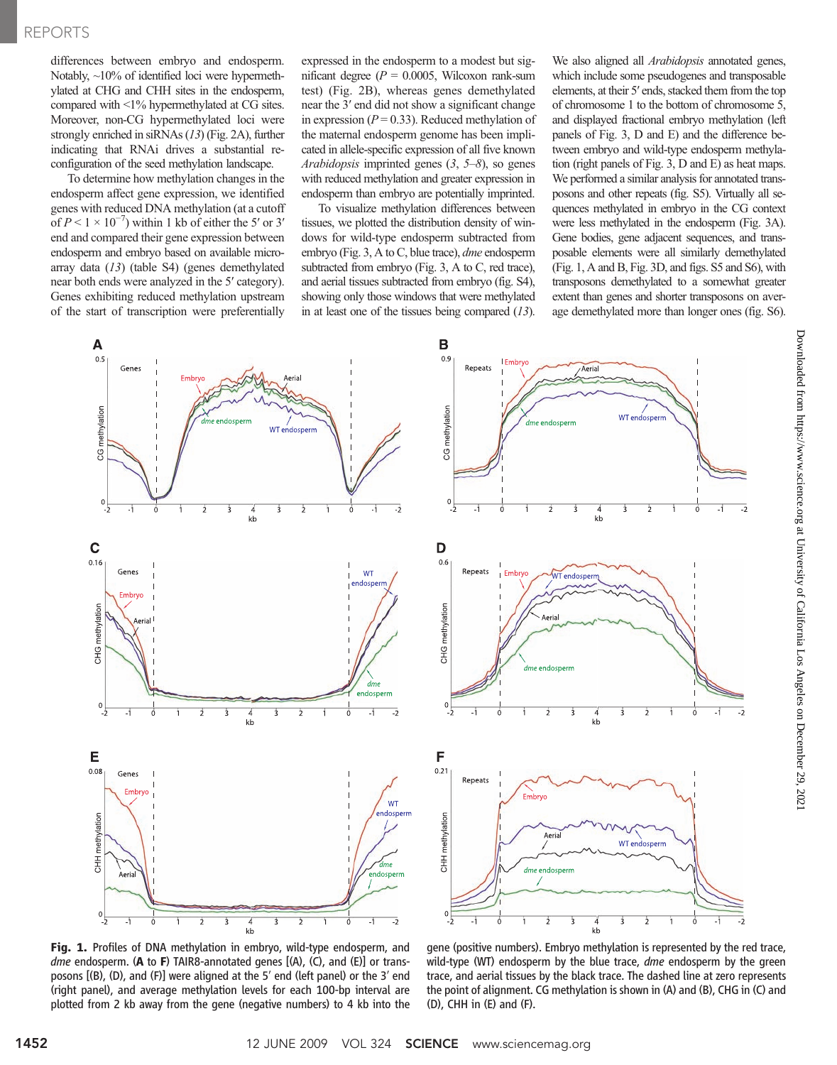differences between embryo and endosperm. Notably, ~10% of identified loci were hypermethylated at CHG and CHH sites in the endosperm, compared with <1% hypermethylated at CG sites. Moreover, non-CG hypermethylated loci were strongly enriched in siRNAs (*13*) (Fig. 2A), further indicating that RNAi drives a substantial reconfiguration of the seed methylation landscape.

To determine how methylation changes in the endosperm affect gene expression, we identified genes with reduced DNA methylation (at a cutoff of $P < 1 \times 10^{-7}$) within 1 kb of either the 5′ or 3′ end and compared their gene expression between endosperm and embryo based on available microarray data (*13*) (table S4) (genes demethylated near both ends were analyzed in the 5′ category). Genes exhibiting reduced methylation upstream of the start of transcription were preferentially expressed in the endosperm to a modest but significant degree ($P = 0.0005$, Wilcoxon rank-sum test) (Fig. 2B), whereas genes demethylated near the 3′ end did not show a significant change in expression ($P = 0.33$). Reduced methylation of the maternal endosperm genome has been implicated in allele-specific expression of all five known *Arabidopsis* imprinted genes (*3*, *5*–*8*), so genes with reduced methylation and greater expression in endosperm than embryo are potentially imprinted.

To visualize methylation differences between tissues, we plotted the distribution density of windows for wild-type endosperm subtracted from embryo (Fig. 3, A to C, blue trace), *dme* endosperm subtracted from embryo (Fig. 3, A to C, red trace), and aerial tissues subtracted from embryo (fig. S4), showing only those windows that were methylated in at least one of the tissues being compared (*13*).

We also aligned all *Arabidopsis* annotated genes, which include some pseudogenes and transposable elements, at their 5′ ends, stacked them from the top of chromosome 1 to the bottom of chromosome 5, and displayed fractional embryo methylation (left panels of Fig. 3, D and E) and the difference between embryo and wild-type endosperm methylation (right panels of Fig. 3, D and E) as heat maps. We performed a similar analysis for annotated transposons and other repeats (fig. S5). Virtually all sequences methylated in embryo in the CG context were less methylated in the endosperm (Fig. 3A). Gene bodies, gene adjacent sequences, and transposable elements were all similarly demethylated (Fig. 1, A and B, Fig. 3D, and figs. S5 and S6), with transposons demethylated to a somewhat greater extent than genes and shorter transposons on average demethylated more than longer ones (fig. S6).

**Fig. 1.** Profiles of DNA methylation in embryo, wild-type endosperm, and *dme* endosperm. (**A** to **F**) TAIR8-annotated genes [(A), (C), and (E)] or transposons [(B), (D), and (F)] were aligned at the 5′ end (left panel) or the 3′ end (right panel), and average methylation levels for each 100-bp interval are plotted from 2 kb away from the gene (negative numbers) to 4 kb into the gene (positive numbers). Embryo methylation is represented by the red trace, wild-type (WT) endosperm by the blue trace, *dme* endosperm by the green trace, and aerial tissues by the black trace. The dashed line at zero represents the point of alignment. CG methylation is shown in (A) and (B), CHG in (C) and (D), CHH in (E) and (F).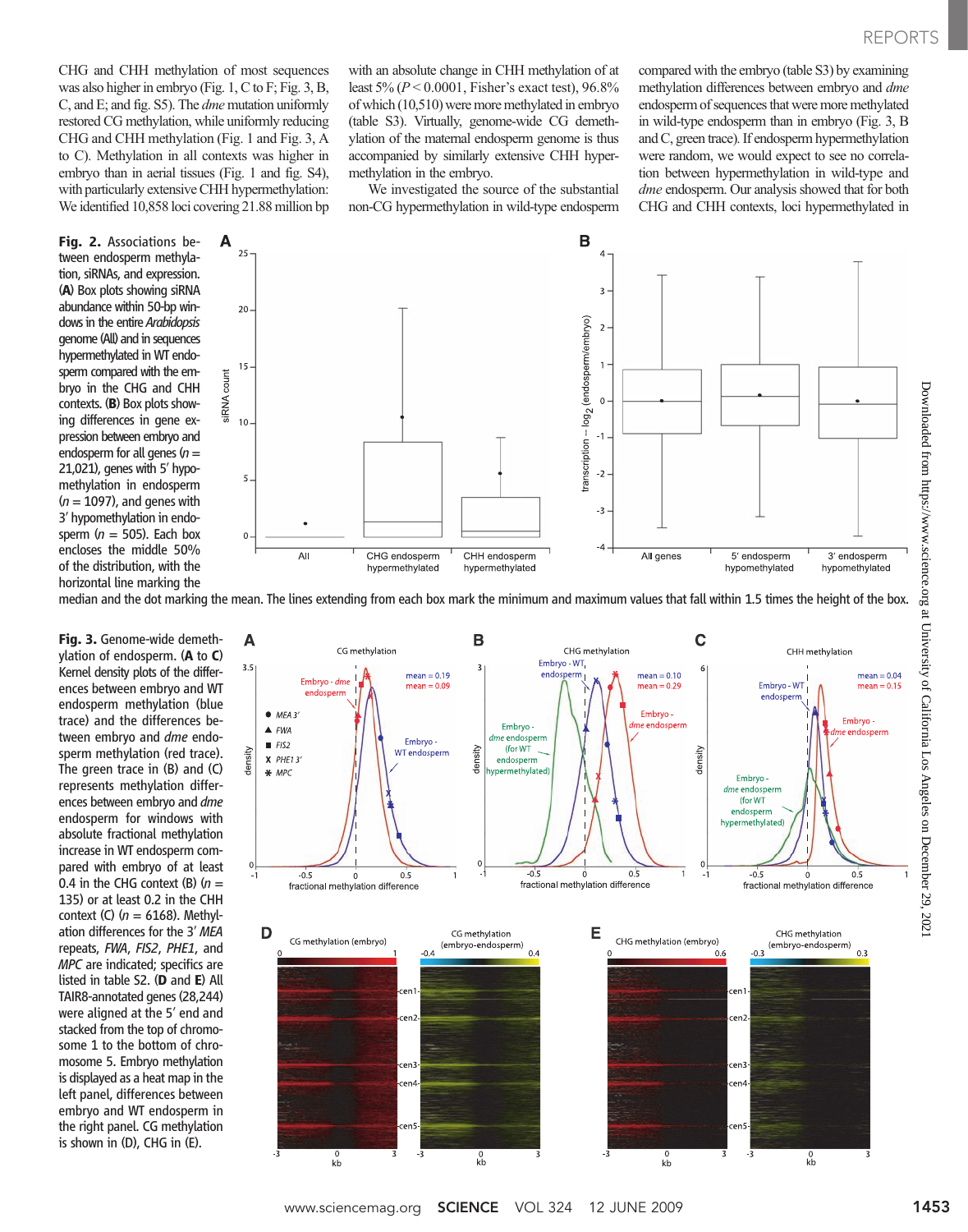CHG and CHH methylation of most sequences was also higher in embryo (Fig. 1, C to F; Fig. 3, B, C, and E; and fig. S5). The *dme* mutation uniformly restored CG methylation, while uniformly reducing CHG and CHH methylation (Fig. 1 and Fig. 3, A to C). Methylation in all contexts was higher in embryo than in aerial tissues (Fig. 1 and fig. S4), with particularly extensive CHH hypermethylation: We identified 10,858 loci covering 21.88 million bp with an absolute change in CHH methylation of at least 5% ($P < 0.0001$, Fisher's exact test), 96.8% of which (10,510) were more methylated in embryo (table S3). Virtually, genome-wide CG demethylation of the maternal endosperm genome is thus accompanied by similarly extensive CHH hypermethylation in the embryo.

We investigated the source of the substantial non-CG hypermethylation in wild-type endosperm compared with the embryo (table S3) by examining methylation differences between embryo and *dme* endosperm of sequences that were more methylated in wild-type endosperm than in embryo (Fig. 3, B and C, green trace). If endosperm hypermethylation were random, we would expect to see no correlation between hypermethylation in wild-type and *dme* endosperm. Our analysis showed that for both CHG and CHH contexts, loci hypermethylated in

**Fig. 2.** Associations between endosperm methylation, siRNAs, and expression. (**A**) Box plots showing siRNA abundance within 50-bp windows in the entire *Arabidopsis* genome (All) and in sequences hypermethylated in WT endosperm compared with the embryo in the CHG and CHH contexts. (**B**) Box plots showing differences in gene expression between embryo and endosperm for all genes ($n$ = 21,021), genes with 5′ hypomethylation in endosperm ($n$ = 1097), and genes with 3′ hypomethylation in endosperm ($n$ = 505). Each box encloses the middle 50% of the distribution, with the horizontal line marking the median and the dot marking the mean. The lines extending from each box mark the minimum and maximum values that fall within 1.5 times the height of the box.

**Fig. 3.** Genome-wide demethylation of endosperm. (**A** to **C**) Kernel density plots of the differences between embryo and WT endosperm methylation (blue trace) and the differences between embryo and *dme* endosperm methylation (red trace). The green trace in (B) and (C) represents methylation differences between embryo and *dme* endosperm for windows with absolute fractional methylation increase in WT endosperm compared with embryo of at least 0.4 in the CHG context (B) ($n$ = 135) or at least 0.2 in the CHH context (C) ($n$ = 6168). Methylation differences for the 3′ *MEA* repeats, *FWA*, *FIS2*, *PHE1*, and *MPC* are indicated; specifics are listed in table S2. (**D** and **E**) All TAIR8-annotated genes (28,244) were aligned at the 5′ end and stacked from the top of chromosome 1 to the bottom of chromosome 5. Embryo methylation is displayed as a heat map in the left panel, differences between embryo and WT endosperm in the right panel. CG methylation is shown in (D), CHG in (E).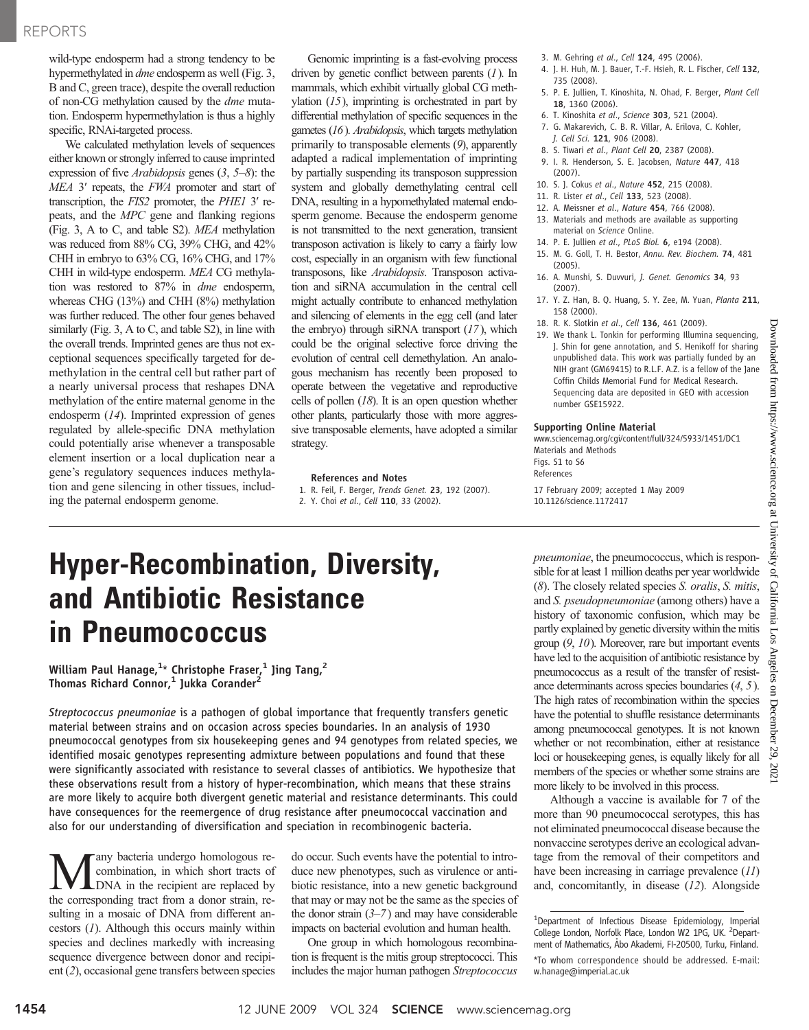wild-type endosperm had a strong tendency to be hypermethylated in *dme* endosperm as well (Fig. 3, B and C, green trace), despite the overall reduction of non-CG methylation caused by the *dme* mutation. Endosperm hypermethylation is thus a highly specific, RNAi-targeted process.

We calculated methylation levels of sequences either known or strongly inferred to cause imprinted expression of five *Arabidopsis* genes (*3*, *5*–*8*): the *MEA* 3′ repeats, the *FWA* promoter and start of transcription, the *FIS2* promoter, the *PHE1* 3′ repeats, and the *MPC* gene and flanking regions (Fig. 3, A to C, and table S2). *MEA* methylation was reduced from 88% CG, 39% CHG, and 42% CHH in embryo to 63% CG, 16% CHG, and 17% CHH in wild-type endosperm. *MEA* CG methylation was restored to 87% in *dme* endosperm, whereas CHG (13%) and CHH (8%) methylation was further reduced. The other four genes behaved similarly (Fig. 3, A to C, and table S2), in line with the overall trends. Imprinted genes are thus not exceptional sequences specifically targeted for demethylation in the central cell but rather part of a nearly universal process that reshapes DNA methylation of the entire maternal genome in the endosperm (*14*). Imprinted expression of genes regulated by allele-specific DNA methylation could potentially arise whenever a transposable element insertion or a local duplication near a gene's regulatory sequences induces methylation and gene silencing in other tissues, including the paternal endosperm genome.

Genomic imprinting is a fast-evolving process driven by genetic conflict between parents (*1*). In mammals, which exhibit virtually global CG methylation (*15*), imprinting is orchestrated in part by differential methylation of specific sequences in the gametes (*16*). *Arabidopsis*, which targets methylation primarily to transposable elements (*9*), apparently adapted a radical implementation of imprinting by partially suspending its transposon suppression system and globally demethylating central cell DNA, resulting in a hypomethylated maternal endosperm genome. Because the endosperm genome is not transmitted to the next generation, transient transposon activation is likely to carry a fairly low cost, especially in an organism with few functional transposons, like *Arabidopsis*. Transposon activation and siRNA accumulation in the central cell might actually contribute to enhanced methylation and silencing of elements in the egg cell (and later the embryo) through siRNA transport (*17*), which could be the original selective force driving the evolution of central cell demethylation. An analogous mechanism has recently been proposed to operate between the vegetative and reproductive cells of pollen (*18*). It is an open question whether other plants, particularly those with more aggressive transposable elements, have adopted a similar strategy.

### References and Notes

1. R. Feil, F. Berger, *Trends Genet.* **23**, 192 (2007).
2. Y. Choi *et al.*, *Cell* **110**, 33 (2002).
3. M. Gehring *et al.*, *Cell* **124**, 495 (2006).
4. J. H. Huh, M. J. Bauer, T.-F. Hsieh, R. L. Fischer, *Cell* **132**, 735 (2008).
5. P. E. Jullien, T. Kinoshita, N. Ohad, F. Berger, *Plant Cell* **18**, 1360 (2006).
6. T. Kinoshita *et al.*, *Science* **303**, 521 (2004).
7. G. Makarevich, C. B. R. Villar, A. Erilova, C. Kohler, *J. Cell Sci.* **121**, 906 (2008).
8. S. Tiwari *et al.*, *Plant Cell* **20**, 2387 (2008).
9. I. R. Henderson, S. E. Jacobsen, *Nature* **447**, 418 (2007).
10. S. J. Cokus *et al.*, *Nature* **452**, 215 (2008).
11. R. Lister *et al.*, *Cell* **133**, 523 (2008).
12. A. Meissner *et al.*, *Nature* **454**, 766 (2008).
13. Materials and methods are available as supporting material on *Science* Online.
14. P. E. Jullien *et al.*, *PLoS Biol.* **6**, e194 (2008).
15. M. G. Goll, T. H. Bestor, *Annu. Rev. Biochem.* **74**, 481 (2005).
16. A. Munshi, S. Duvvuri, *J. Genet. Genomics* **34**, 93 (2007).
17. Y. Z. Han, B. Q. Huang, S. Y. Zee, M. Yuan, *Planta* **211**, 158 (2000).
18. R. K. Slotkin *et al.*, *Cell* **136**, 461 (2009).
19. We thank L. Tonkin for performing Illumina sequencing, J. Shin for gene annotation, and S. Henikoff for sharing unpublished data. This work was partially funded by an NIH grant (GM69415) to R.L.F. A.Z. is a fellow of the Jane Coffin Childs Memorial Fund for Medical Research. Sequencing data are deposited in GEO with accession number GSE15922.

### Supporting Online Material

www.sciencemag.org/cgi/content/full/324/5933/1451/DC1
Materials and Methods
Figs. S1 to S6
References

17 February 2009; accepted 1 May 2009
10.1126/science.1172417

# Hyper-Recombination, Diversity, and Antibiotic Resistance in Pneumococcus

**William Paul Hanage,[1]* Christophe Fraser,[1] Jing Tang,[2] Thomas Richard Connor,[1] Jukka Corander[2]**

*Streptococcus pneumoniae* is a pathogen of global importance that frequently transfers genetic material between strains and on occasion across species boundaries. In an analysis of 1930 pneumococcal genotypes from six housekeeping genes and 94 genotypes from related species, we identified mosaic genotypes representing admixture between populations and found that these were significantly associated with resistance to several classes of antibiotics. We hypothesize that these observations result from a history of hyper-recombination, which means that these strains are more likely to acquire both divergent genetic material and resistance determinants. This could have consequences for the reemergence of drug resistance after pneumococcal vaccination and also for our understanding of diversification and speciation in recombinogenic bacteria.

Many bacteria undergo homologous recombination, in which short tracts of DNA in the recipient are replaced by the corresponding tract from a donor strain, resulting in a mosaic of DNA from different ancestors (*1*). Although this occurs mainly within species and declines markedly with increasing sequence divergence between donor and recipient (*2*), occasional gene transfers between species do occur. Such events have the potential to introduce new phenotypes, such as virulence or antibiotic resistance, into a new genetic background that may or may not be the same as the species of the donor strain (*3*–*7*) and may have considerable impacts on bacterial evolution and human health.

One group in which homologous recombination is frequent is the mitis group streptococci. This includes the major human pathogen *Streptococcus pneumoniae*, the pneumococcus, which is responsible for at least 1 million deaths per year worldwide (*8*). The closely related species *S. oralis*, *S. mitis*, and *S. pseudopneumoniae* (among others) have a history of taxonomic confusion, which may be partly explained by genetic diversity within the mitis group (*9*, *10*). Moreover, rare but important events have led to the acquisition of antibiotic resistance by pneumococcus as a result of the transfer of resistance determinants across species boundaries (*4*, *5*). The high rates of recombination within the species have the potential to shuffle resistance determinants among pneumococcal genotypes. It is not known whether or not recombination, either at resistance loci or housekeeping genes, is equally likely for all members of the species or whether some strains are more likely to be involved in this process.

Although a vaccine is available for 7 of the more than 90 pneumococcal serotypes, this has not eliminated pneumococcal disease because the nonvaccine serotypes derive an ecological advantage from the removal of their competitors and have been increasing in carriage prevalence (*11*) and, concomitantly, in disease (*12*). Alongside

[1]Department of Infectious Disease Epidemiology, Imperial College London, Norfolk Place, London W2 1PG, UK. [2]Department of Mathematics, Åbo Akademi, FI-20500, Turku, Finland.

*To whom correspondence should be addressed. E-mail: w.hanage@imperial.ac.uk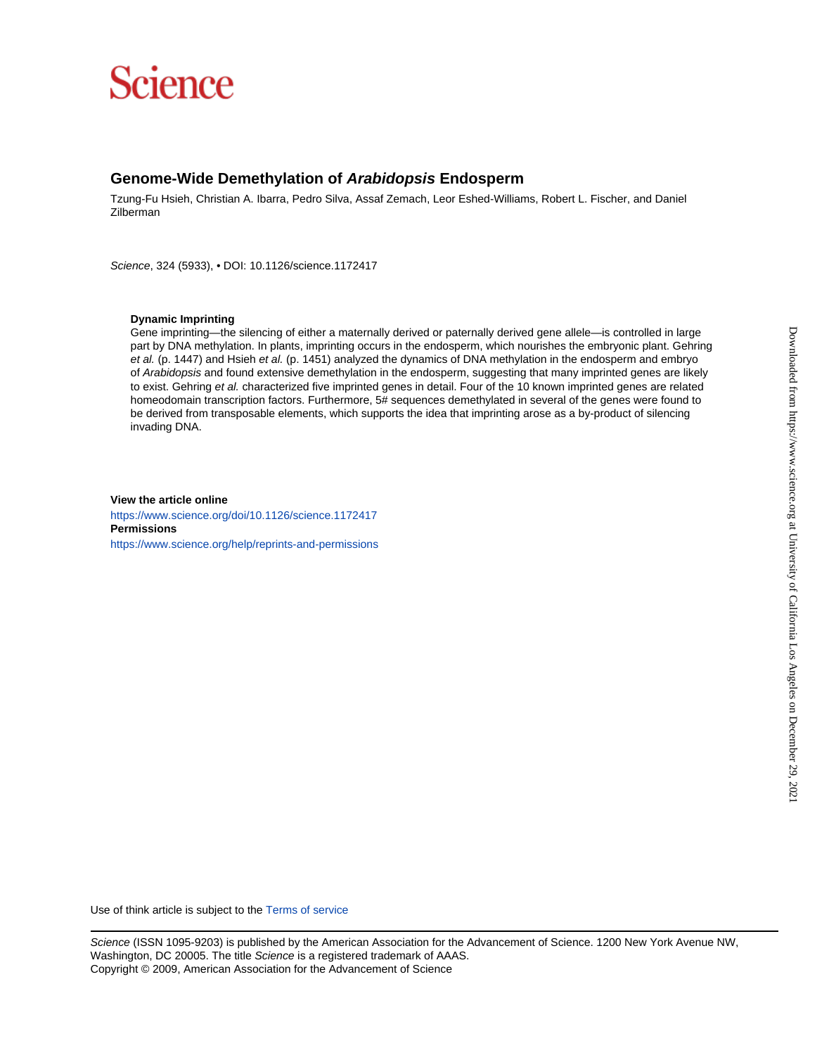# Science

## Genome-Wide Demethylation of *Arabidopsis* Endosperm

Tzung-Fu Hsieh, Christian A. Ibarra, Pedro Silva, Assaf Zemach, Leor Eshed-Williams, Robert L. Fischer, and Daniel Zilberman

*Science*, 324 (5933), • DOI: 10.1126/science.1172417

### Dynamic Imprinting

Gene imprinting—the silencing of either a maternally derived or paternally derived gene allele—is controlled in large part by DNA methylation. In plants, imprinting occurs in the endosperm, which nourishes the embryonic plant. Gehring *et al.* (p. 1447) and Hsieh *et al.* (p. 1451) analyzed the dynamics of DNA methylation in the endosperm and embryo of *Arabidopsis* and found extensive demethylation in the endosperm, suggesting that many imprinted genes are likely to exist. Gehring *et al.* characterized five imprinted genes in detail. Four of the 10 known imprinted genes are related homeodomain transcription factors. Furthermore, 5# sequences demethylated in several of the genes were found to be derived from transposable elements, which supports the idea that imprinting arose as a by-product of silencing invading DNA.

**View the article online**
https://www.science.org/doi/10.1126/science.1172417
**Permissions**
https://www.science.org/help/reprints-and-permissions

Use of think article is subject to the Terms of service

*Science* (ISSN 1095-9203) is published by the American Association for the Advancement of Science. 1200 New York Avenue NW, Washington, DC 20005. The title *Science* is a registered trademark of AAAS.
Copyright © 2009, American Association for the Advancement of Science